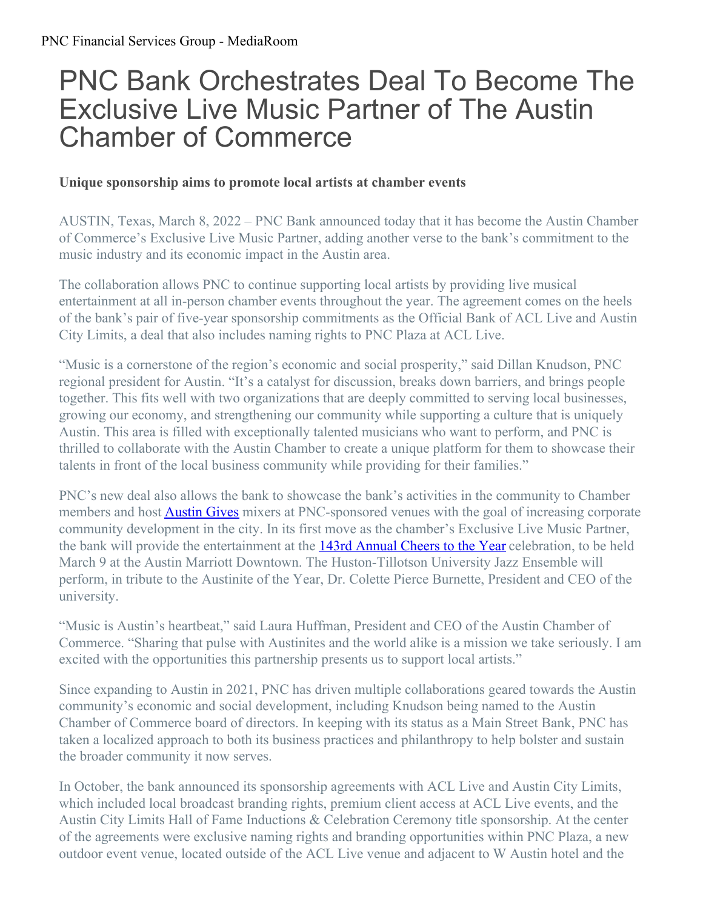# PNC Bank Orchestrates Deal To Become The Exclusive Live Music Partner of The Austin Chamber of Commerce

**Unique sponsorship aims to promote local artists at chamber events**

AUSTIN, Texas, March 8, 2022 – PNC Bank announced today that it has become the Austin Chamber of Commerce's Exclusive Live Music Partner, adding another verse to the bank's commitment to the music industry and its economic impact in the Austin area.

The collaboration allows PNC to continue supporting local artists by providing live musical entertainment at all in-person chamber events throughout the year. The agreement comes on the heels of the bank's pair of five-year sponsorship commitments as the Official Bank of ACL Live and Austin City Limits, a deal that also includes naming rights to PNC Plaza at ACL Live.

"Music is a cornerstone of the region's economic and social prosperity," said Dillan Knudson, PNC regional president for Austin. "It's a catalyst for discussion, breaks down barriers, and brings people together. This fits well with two organizations that are deeply committed to serving local businesses, growing our economy, and strengthening our community while supporting a culture that is uniquely Austin. This area is filled with exceptionally talented musicians who want to perform, and PNC is thrilled to collaborate with the Austin Chamber to create a unique platform for them to showcase their talents in front of the local business community while providing for their families."

PNC's new deal also allows the bank to showcase the bank's activities in the community to Chamber members and host Austin Gives mixers at PNC-sponsored venues with the goal of increasing corporate community development in the city. In its first move as the chamber's Exclusive Live Music Partner, the bank will provide the entertainment at the 143rd Annual Cheers to the Year celebration, to be held March 9 at the Austin Marriott Downtown. The Huston-Tillotson University Jazz Ensemble will perform, in tribute to the Austinite of the Year, Dr. Colette Pierce Burnette, President and CEO of the university.

"Music is Austin's heartbeat," said Laura Huffman, President and CEO of the Austin Chamber of Commerce. "Sharing that pulse with Austinites and the world alike is a mission we take seriously. I am excited with the opportunities this partnership presents us to support local artists."

Since expanding to Austin in 2021, PNC has driven multiple collaborations geared towards the Austin community's economic and social development, including Knudson being named to the Austin Chamber of Commerce board of directors. In keeping with its status as a Main Street Bank, PNC has taken a localized approach to both its business practices and philanthropy to help bolster and sustain the broader community it now serves.

In October, the bank announced its sponsorship agreements with ACL Live and Austin City Limits, which included local broadcast branding rights, premium client access at ACL Live events, and the Austin City Limits Hall of Fame Inductions & Celebration Ceremony title sponsorship. At the center of the agreements were exclusive naming rights and branding opportunities within PNC Plaza, a new outdoor event venue, located outside of the ACL Live venue and adjacent to W Austin hotel and the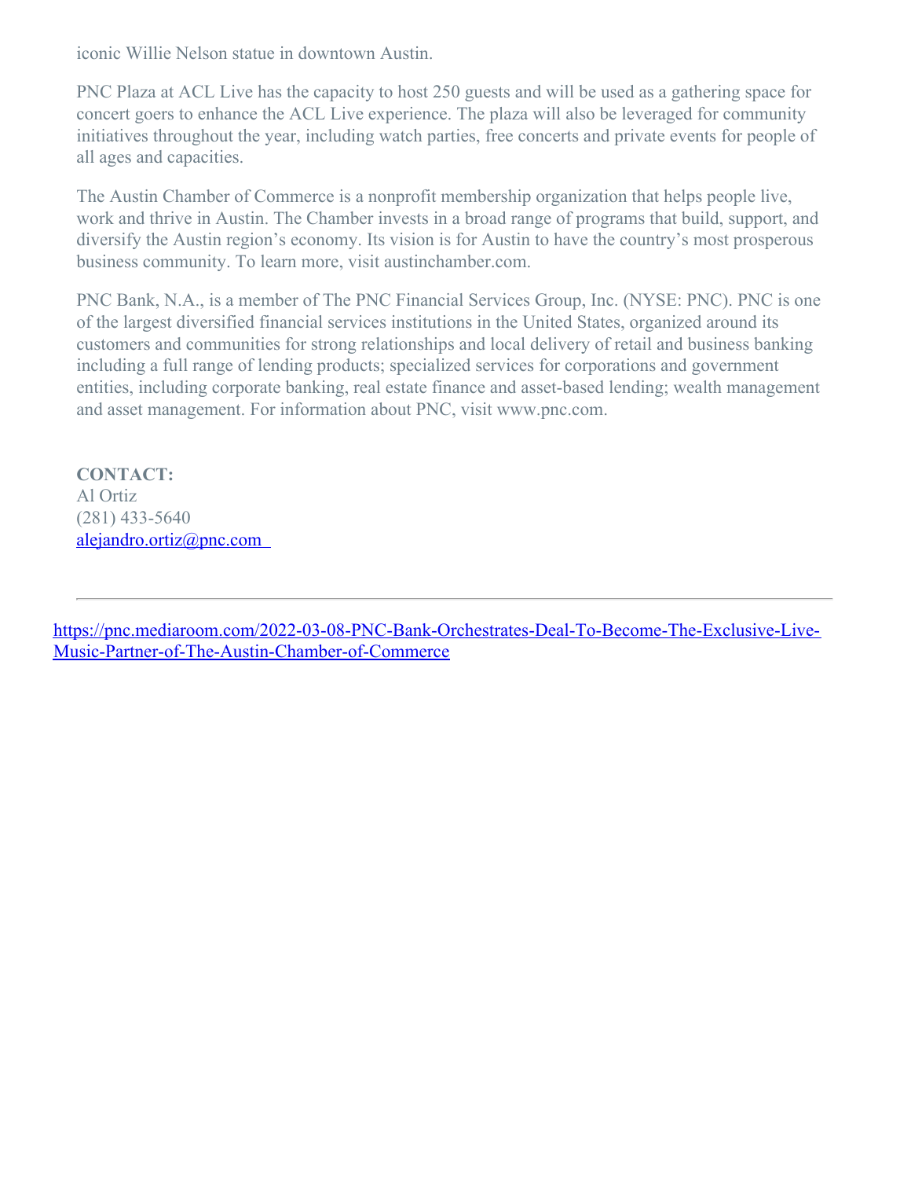iconic Willie Nelson statue in downtown Austin.

PNC Plaza at ACL Live has the capacity to host 250 guests and will be used as a gathering space for concert goers to enhance the ACL Live experience. The plaza will also be leveraged for community initiatives throughout the year, including watch parties, free concerts and private events for people of all ages and capacities.

The Austin Chamber of Commerce is a nonprofit membership organization that helps people live, work and thrive in Austin. The Chamber invests in a broad range of programs that build, support, and diversify the Austin region's economy. Its vision is for Austin to have the country's most prosperous business community. To learn more, visit austinchamber.com.

PNC Bank, N.A., is a member of The PNC Financial Services Group, Inc. (NYSE: PNC). PNC is one of the largest diversified financial services institutions in the United States, organized around its customers and communities for strong relationships and local delivery of retail and business banking including a full range of lending products; specialized services for corporations and government entities, including corporate banking, real estate finance and asset-based lending; wealth management and asset management. For information about PNC, visit www.pnc.com.

**CONTACT:**
Al Ortiz
(281) 433-5640
alejandro.ortiz@pnc.com

---

https://pnc.mediaroom.com/2022-03-08-PNC-Bank-Orchestrates-Deal-To-Become-The-Exclusive-Live-Music-Partner-of-The-Austin-Chamber-of-Commerce